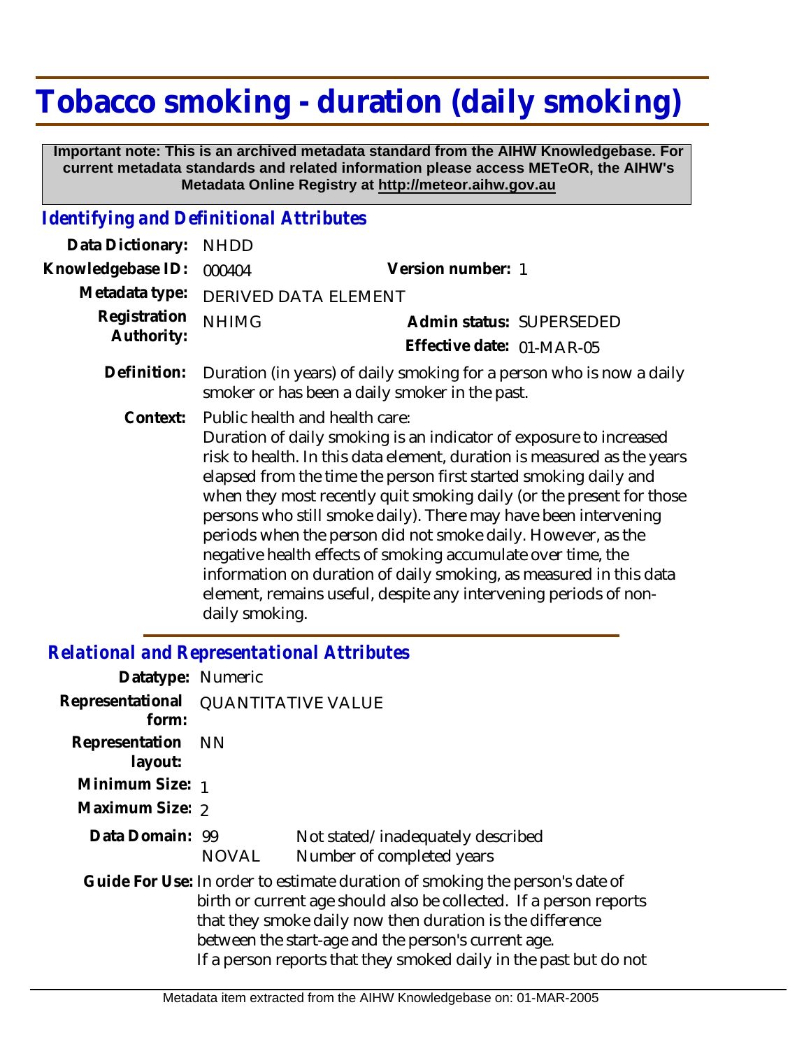# Tobacco smoking - duration (daily smoking)

**Important note: This is an archived metadata standard from the AIHW Knowledgebase. For current metadata standards and related information please access METeOR, the AIHW's Metadata Online Registry at http://meteor.aihw.gov.au**

## *Identifying and Definitional Attributes*

**Data Dictionary:** NHDD

**Knowledgebase ID:** 000404 **Version number:** 1

**Metadata type:** DERIVED DATA ELEMENT

**Registration Authority:** NHIMG **Admin status:** SUPERSEDED

**Effective date:** 01-MAR-05

**Definition:** Duration (in years) of daily smoking for a person who is now a daily smoker or has been a daily smoker in the past.

**Context:** Public health and health care:
Duration of daily smoking is an indicator of exposure to increased risk to health. In this data element, duration is measured as the years elapsed from the time the person first started smoking daily and when they most recently quit smoking daily (or the present for those persons who still smoke daily). There may have been intervening periods when the person did not smoke daily. However, as the negative health effects of smoking accumulate over time, the information on duration of daily smoking, as measured in this data element, remains useful, despite any intervening periods of non-daily smoking.

## *Relational and Representational Attributes*

**Datatype:** Numeric

**Representational form:** QUANTITATIVE VALUE

**Representation layout:** NN

**Minimum Size:** 1

**Maximum Size:** 2

**Data Domain:**

| | |
|---|---|
| 99 | Not stated/inadequately described |
| NOVAL | Number of completed years |

**Guide For Use:** In order to estimate duration of smoking the person's date of birth or current age should also be collected. If a person reports that they smoke daily now then duration is the difference between the start-age and the person's current age.
If a person reports that they smoked daily in the past but do not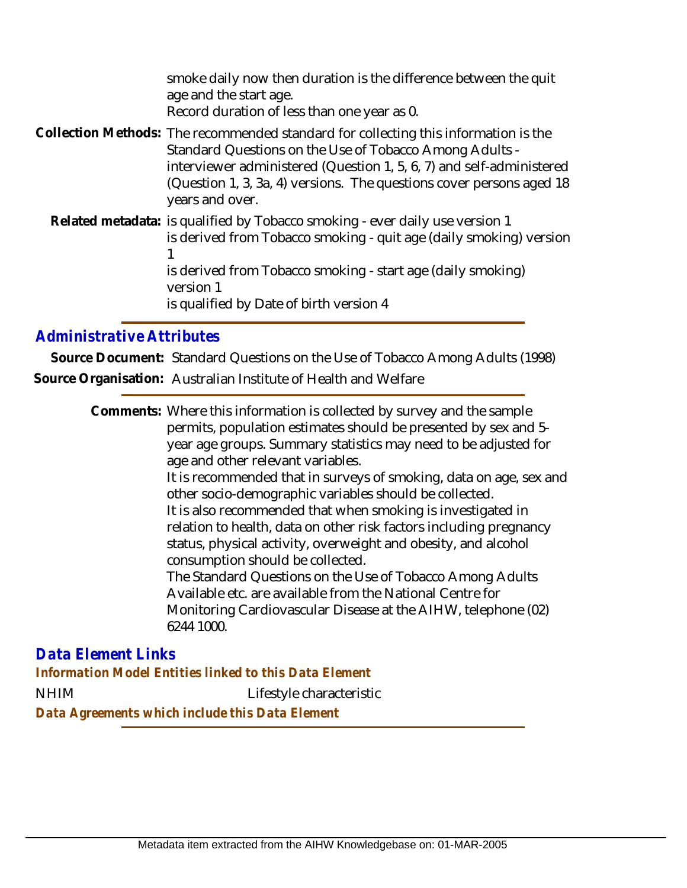smoke daily now then duration is the difference between the quit age and the start age.
Record duration of less than one year as 0.

**Collection Methods:** The recommended standard for collecting this information is the Standard Questions on the Use of Tobacco Among Adults - interviewer administered (Question 1, 5, 6, 7) and self-administered (Question 1, 3, 3a, 4) versions. The questions cover persons aged 18 years and over.

**Related metadata:** is qualified by Tobacco smoking - ever daily use version 1
is derived from Tobacco smoking - quit age (daily smoking) version 1
is derived from Tobacco smoking - start age (daily smoking) version 1
is qualified by Date of birth version 4

## Administrative Attributes

**Source Document:** Standard Questions on the Use of Tobacco Among Adults (1998)

**Source Organisation:** Australian Institute of Health and Welfare

**Comments:** Where this information is collected by survey and the sample permits, population estimates should be presented by sex and 5-year age groups. Summary statistics may need to be adjusted for age and other relevant variables.
It is recommended that in surveys of smoking, data on age, sex and other socio-demographic variables should be collected.
It is also recommended that when smoking is investigated in relation to health, data on other risk factors including pregnancy status, physical activity, overweight and obesity, and alcohol consumption should be collected.
The Standard Questions on the Use of Tobacco Among Adults Available etc. are available from the National Centre for Monitoring Cardiovascular Disease at the AIHW, telephone (02) 6244 1000.

## Data Element Links

### Information Model Entities linked to this Data Element

NHIM Lifestyle characteristic

### Data Agreements which include this Data Element

Metadata item extracted from the AIHW Knowledgebase on: 01-MAR-2005